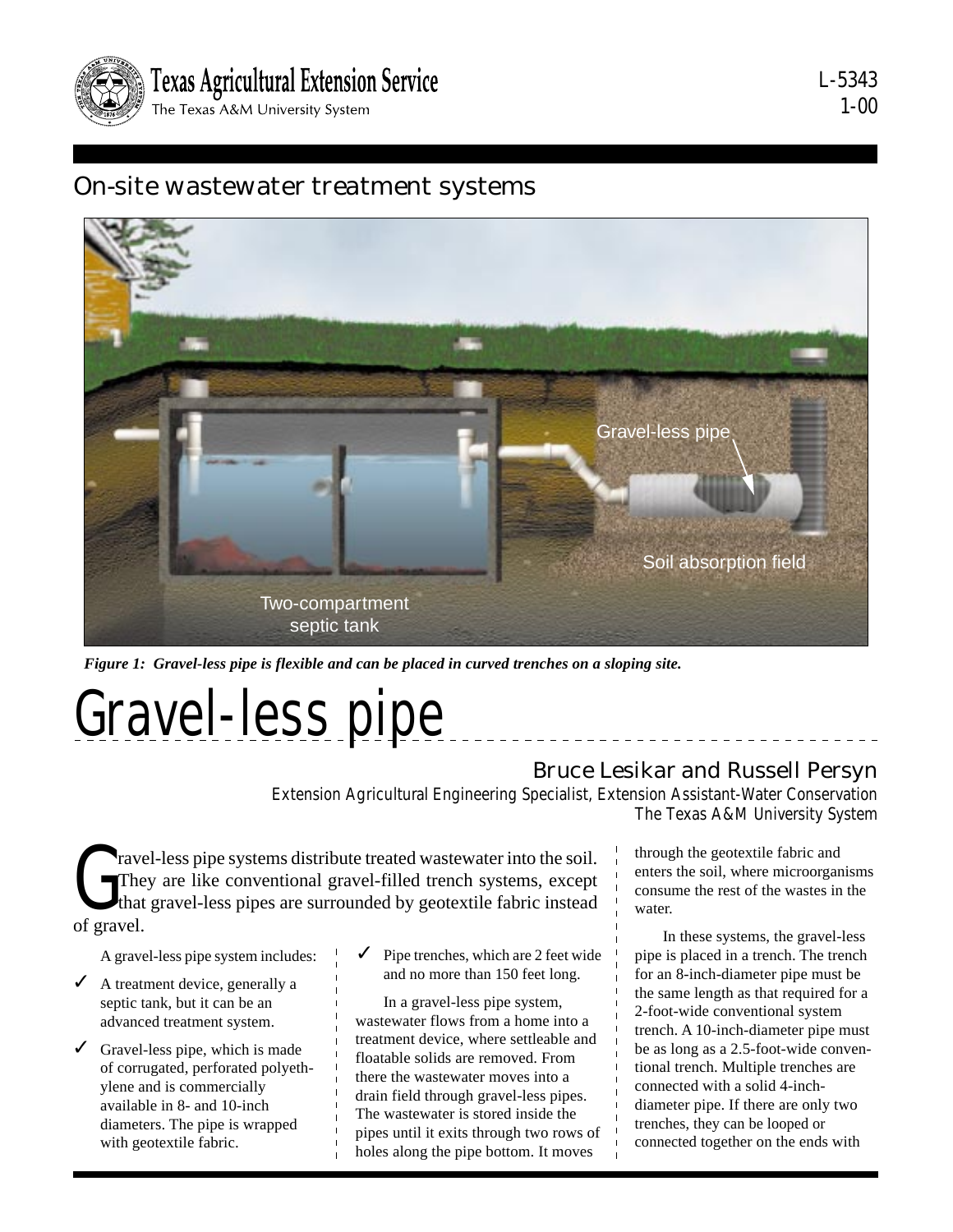Texas Agricultural Extension Service
The Texas A&M University System

L-5343
1-00

## On-site wastewater treatment systems

*Figure 1: Gravel-less pipe is flexible and can be placed in curved trenches on a sloping site.*

# Gravel-less pipe

**Bruce Lesikar and Russell Persyn**
*Extension Agricultural Engineering Specialist, Extension Assistant-Water Conservation*
*The Texas A&M University System*

Gravel-less pipe systems distribute treated wastewater into the soil. They are like conventional gravel-filled trench systems, except that gravel-less pipes are surrounded by geotextile fabric instead of gravel.

A gravel-less pipe system includes:

- ✓ A treatment device, generally a septic tank, but it can be an advanced treatment system.
- ✓ Gravel-less pipe, which is made of corrugated, perforated polyethylene and is commercially available in 8- and 10-inch diameters. The pipe is wrapped with geotextile fabric.
- ✓ Pipe trenches, which are 2 feet wide and no more than 150 feet long.

In a gravel-less pipe system, wastewater flows from a home into a treatment device, where settleable and floatable solids are removed. From there the wastewater moves into a drain field through gravel-less pipes. The wastewater is stored inside the pipes until it exits through two rows of holes along the pipe bottom. It moves through the geotextile fabric and enters the soil, where microorganisms consume the rest of the wastes in the water.

In these systems, the gravel-less pipe is placed in a trench. The trench for an 8-inch-diameter pipe must be the same length as that required for a 2-foot-wide conventional system trench. A 10-inch-diameter pipe must be as long as a 2.5-foot-wide conventional trench. Multiple trenches are connected with a solid 4-inch-diameter pipe. If there are only two trenches, they can be looped or connected together on the ends with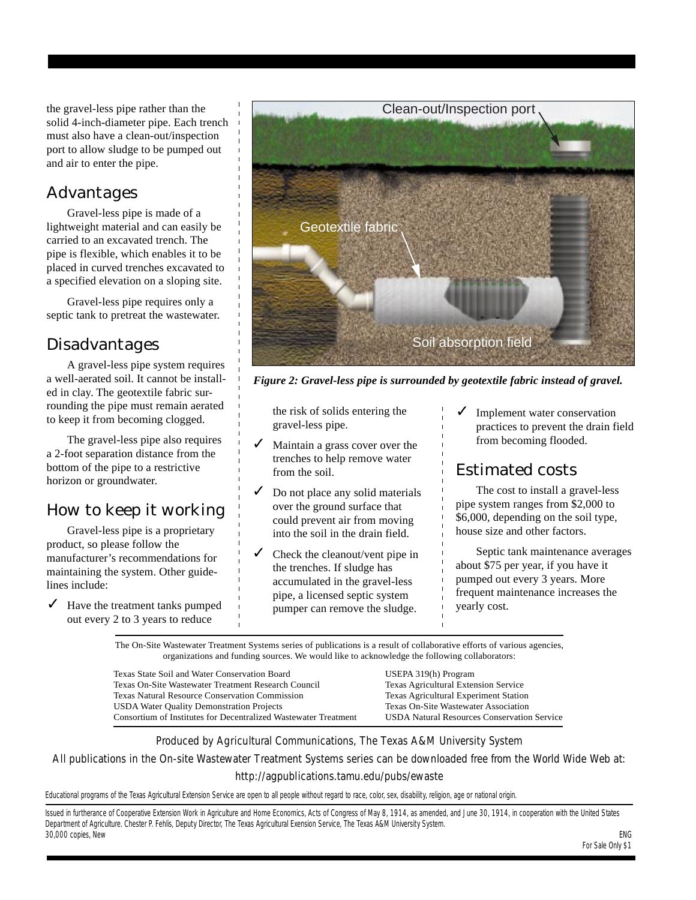the gravel-less pipe rather than the solid 4-inch-diameter pipe. Each trench must also have a clean-out/inspection port to allow sludge to be pumped out and air to enter the pipe.

## Advantages

Gravel-less pipe is made of a lightweight material and can easily be carried to an excavated trench. The pipe is flexible, which enables it to be placed in curved trenches excavated to a specified elevation on a sloping site.

Gravel-less pipe requires only a septic tank to pretreat the wastewater.

## Disadvantages

A gravel-less pipe system requires a well-aerated soil. It cannot be installed in clay. The geotextile fabric surrounding the pipe must remain aerated to keep it from becoming clogged.

The gravel-less pipe also requires a 2-foot separation distance from the bottom of the pipe to a restrictive horizon or groundwater.

## How to keep it working

Gravel-less pipe is a proprietary product, so please follow the manufacturer's recommendations for maintaining the system. Other guidelines include:

- ✓ Have the treatment tanks pumped out every 2 to 3 years to reduce the risk of solids entering the gravel-less pipe.
- ✓ Maintain a grass cover over the trenches to help remove water from the soil.
- ✓ Do not place any solid materials over the ground surface that could prevent air from moving into the soil in the drain field.
- ✓ Check the cleanout/vent pipe in the trenches. If sludge has accumulated in the gravel-less pipe, a licensed septic system pumper can remove the sludge.
- ✓ Implement water conservation practices to prevent the drain field from becoming flooded.

Clean-out/Inspection port

Geotextile fabric

Soil absorption field

*Figure 2: Gravel-less pipe is surrounded by geotextile fabric instead of gravel.*

## Estimated costs

The cost to install a gravel-less pipe system ranges from $2,000 to $6,000, depending on the soil type, house size and other factors.

Septic tank maintenance averages about $75 per year, if you have it pumped out every 3 years. More frequent maintenance increases the yearly cost.

---

The On-Site Wastewater Treatment Systems series of publications is a result of collaborative efforts of various agencies, organizations and funding sources. We would like to acknowledge the following collaborators:

| | |
|---|---|
| Texas State Soil and Water Conservation Board | USEPA 319(h) Program |
| Texas On-Site Wastewater Treatment Research Council | Texas Agricultural Extension Service |
| Texas Natural Resource Conservation Commission | Texas Agricultural Experiment Station |
| USDA Water Quality Demonstration Projects | Texas On-Site Wastewater Association |
| Consortium of Institutes for Decentralized Wastewater Treatment | USDA Natural Resources Conservation Service |

Produced by Agricultural Communications, The Texas A&M University System

All publications in the On-site Wastewater Treatment Systems series can be downloaded free from the World Wide Web at:

http://agpublications.tamu.edu/pubs/ewaste

Educational programs of the Texas Agricultural Extension Service are open to all people without regard to race, color, sex, disability, religion, age or national origin.

Issued in furtherance of Cooperative Extension Work in Agriculture and Home Economics, Acts of Congress of May 8, 1914, as amended, and June 30, 1914, in cooperation with the United States Department of Agriculture. Chester P. Fehlis, Deputy Director, The Texas Agricultural Exension Service, The Texas A&M University System.

30,000 copies, New

ENG

For Sale Only $1